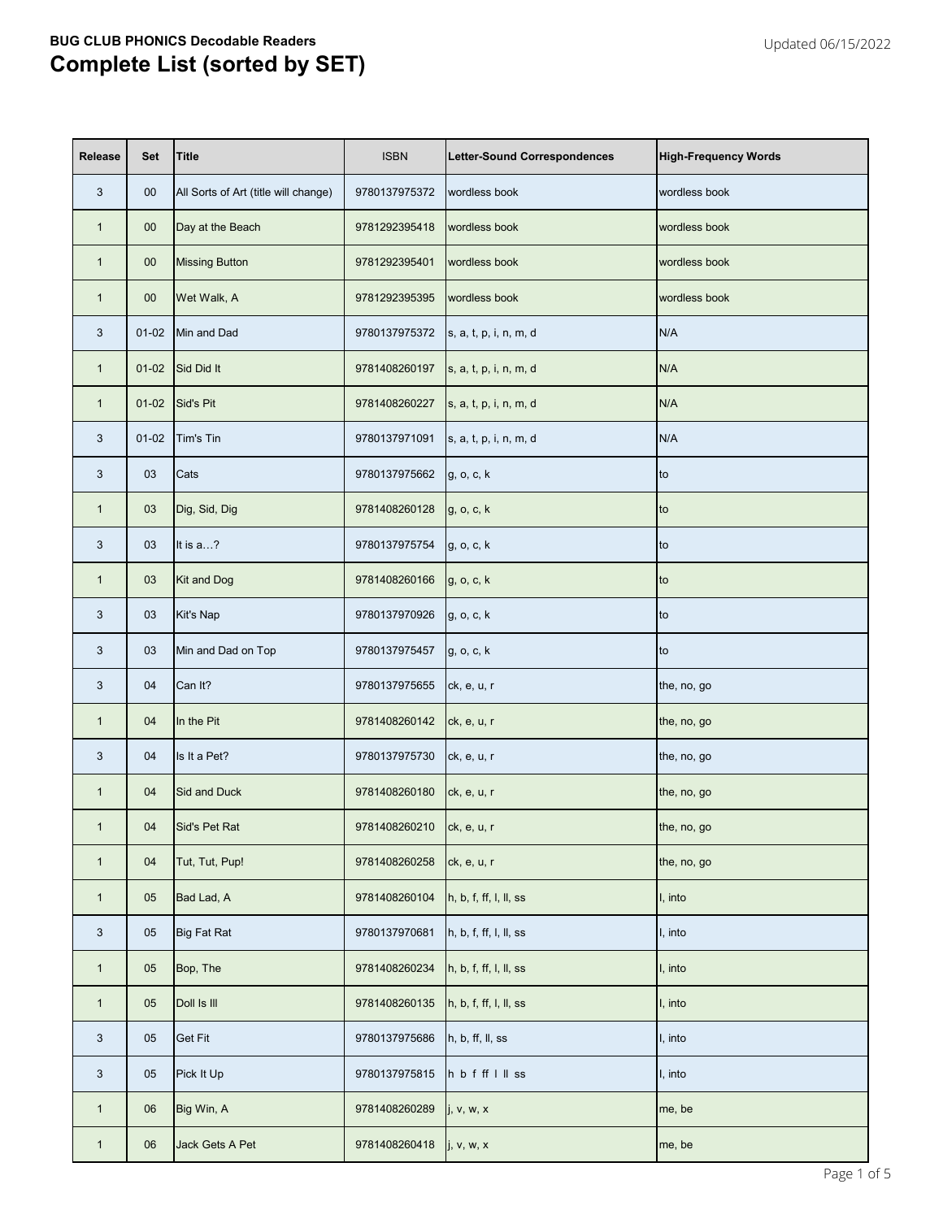**BUG CLUB PHONICS Decodable Readers**

# Complete List (sorted by SET)

Updated 06/15/2022

| Release | Set | Title | ISBN | Letter-Sound Correspondences | High-Frequency Words |
|---|---|---|---|---|---|
| 3 | 00 | All Sorts of Art (title will change) | 9780137975372 | wordless book | wordless book |
| 1 | 00 | Day at the Beach | 9781292395418 | wordless book | wordless book |
| 1 | 00 | Missing Button | 9781292395401 | wordless book | wordless book |
| 1 | 00 | Wet Walk, A | 9781292395395 | wordless book | wordless book |
| 3 | 01-02 | Min and Dad | 9780137975372 | s, a, t, p, i, n, m, d | N/A |
| 1 | 01-02 | Sid Did It | 9781408260197 | s, a, t, p, i, n, m, d | N/A |
| 1 | 01-02 | Sid's Pit | 9781408260227 | s, a, t, p, i, n, m, d | N/A |
| 3 | 01-02 | Tim's Tin | 9780137971091 | s, a, t, p, i, n, m, d | N/A |
| 3 | 03 | Cats | 9780137975662 | g, o, c, k | to |
| 1 | 03 | Dig, Sid, Dig | 9781408260128 | g, o, c, k | to |
| 3 | 03 | It is a…? | 9780137975754 | g, o, c, k | to |
| 1 | 03 | Kit and Dog | 9781408260166 | g, o, c, k | to |
| 3 | 03 | Kit's Nap | 9780137970926 | g, o, c, k | to |
| 3 | 03 | Min and Dad on Top | 9780137975457 | g, o, c, k | to |
| 3 | 04 | Can It? | 9780137975655 | ck, e, u, r | the, no, go |
| 1 | 04 | In the Pit | 9781408260142 | ck, e, u, r | the, no, go |
| 3 | 04 | Is It a Pet? | 9780137975730 | ck, e, u, r | the, no, go |
| 1 | 04 | Sid and Duck | 9781408260180 | ck, e, u, r | the, no, go |
| 1 | 04 | Sid's Pet Rat | 9781408260210 | ck, e, u, r | the, no, go |
| 1 | 04 | Tut, Tut, Pup! | 9781408260258 | ck, e, u, r | the, no, go |
| 1 | 05 | Bad Lad, A | 9781408260104 | h, b, f, ff, l, ll, ss | I, into |
| 3 | 05 | Big Fat Rat | 9780137970681 | h, b, f, ff, l, ll, ss | I, into |
| 1 | 05 | Bop, The | 9781408260234 | h, b, f, ff, l, ll, ss | I, into |
| 1 | 05 | Doll Is Ill | 9781408260135 | h, b, f, ff, l, ll, ss | I, into |
| 3 | 05 | Get Fit | 9780137975686 | h, b, ff, ll, ss | I, into |
| 3 | 05 | Pick It Up | 9780137975815 | h b f ff l ll ss | I, into |
| 1 | 06 | Big Win, A | 9781408260289 | j, v, w, x | me, be |
| 1 | 06 | Jack Gets A Pet | 9781408260418 | j, v, w, x | me, be |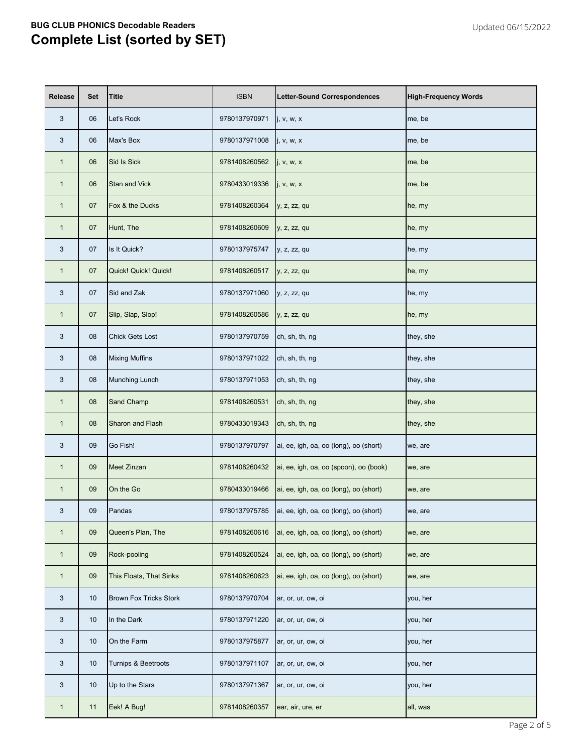**BUG CLUB PHONICS Decodable Readers**

# Complete List (sorted by SET)

| Release | Set | Title | ISBN | Letter-Sound Correspondences | High-Frequency Words |
|---|---|---|---|---|---|
| 3 | 06 | Let's Rock | 9780137970971 | j, v, w, x | me, be |
| 3 | 06 | Max's Box | 9780137971008 | j, v, w, x | me, be |
| 1 | 06 | Sid Is Sick | 9781408260562 | j, v, w, x | me, be |
| 1 | 06 | Stan and Vick | 9780433019336 | j, v, w, x | me, be |
| 1 | 07 | Fox & the Ducks | 9781408260364 | y, z, zz, qu | he, my |
| 1 | 07 | Hunt, The | 9781408260609 | y, z, zz, qu | he, my |
| 3 | 07 | Is It Quick? | 9780137975747 | y, z, zz, qu | he, my |
| 1 | 07 | Quick! Quick! Quick! | 9781408260517 | y, z, zz, qu | he, my |
| 3 | 07 | Sid and Zak | 9780137971060 | y, z, zz, qu | he, my |
| 1 | 07 | Slip, Slap, Slop! | 9781408260586 | y, z, zz, qu | he, my |
| 3 | 08 | Chick Gets Lost | 9780137970759 | ch, sh, th, ng | they, she |
| 3 | 08 | Mixing Muffins | 9780137971022 | ch, sh, th, ng | they, she |
| 3 | 08 | Munching Lunch | 9780137971053 | ch, sh, th, ng | they, she |
| 1 | 08 | Sand Champ | 9781408260531 | ch, sh, th, ng | they, she |
| 1 | 08 | Sharon and Flash | 9780433019343 | ch, sh, th, ng | they, she |
| 3 | 09 | Go Fish! | 9780137970797 | ai, ee, igh, oa, oo (long), oo (short) | we, are |
| 1 | 09 | Meet Zinzan | 9781408260432 | ai, ee, igh, oa, oo (spoon), oo (book) | we, are |
| 1 | 09 | On the Go | 9780433019466 | ai, ee, igh, oa, oo (long), oo (short) | we, are |
| 3 | 09 | Pandas | 9780137975785 | ai, ee, igh, oa, oo (long), oo (short) | we, are |
| 1 | 09 | Queen's Plan, The | 9781408260616 | ai, ee, igh, oa, oo (long), oo (short) | we, are |
| 1 | 09 | Rock-pooling | 9781408260524 | ai, ee, igh, oa, oo (long), oo (short) | we, are |
| 1 | 09 | This Floats, That Sinks | 9781408260623 | ai, ee, igh, oa, oo (long), oo (short) | we, are |
| 3 | 10 | Brown Fox Tricks Stork | 9780137970704 | ar, or, ur, ow, oi | you, her |
| 3 | 10 | In the Dark | 9780137971220 | ar, or, ur, ow, oi | you, her |
| 3 | 10 | On the Farm | 9780137975877 | ar, or, ur, ow, oi | you, her |
| 3 | 10 | Turnips & Beetroots | 9780137971107 | ar, or, ur, ow, oi | you, her |
| 3 | 10 | Up to the Stars | 9780137971367 | ar, or, ur, ow, oi | you, her |
| 1 | 11 | Eek! A Bug! | 9781408260357 | ear, air, ure, er | all, was |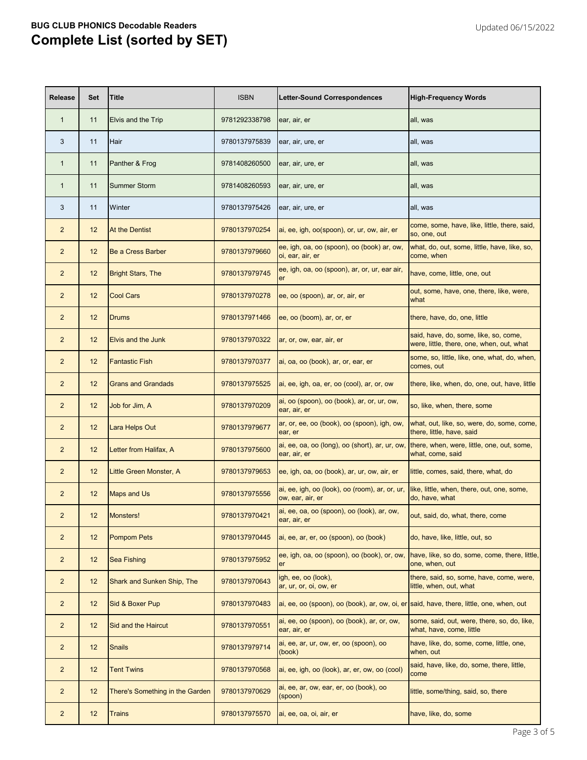**BUG CLUB PHONICS Decodable Readers**

# Complete List (sorted by SET)

Updated 06/15/2022

| Release | Set | Title | ISBN | Letter-Sound Correspondences | High-Frequency Words |
|---|---|---|---|---|---|
| 1 | 11 | Elvis and the Trip | 9781292338798 | ear, air, er | all, was |
| 3 | 11 | Hair | 9780137975839 | ear, air, ure, er | all, was |
| 1 | 11 | Panther & Frog | 9781408260500 | ear, air, ure, er | all, was |
| 1 | 11 | Summer Storm | 9781408260593 | ear, air, ure, er | all, was |
| 3 | 11 | Winter | 9780137975426 | ear, air, ure, er | all, was |
| 2 | 12 | At the Dentist | 9780137970254 | ai, ee, igh, oo(spoon), or, ur, ow, air, er | come, some, have, like, little, there, said, so, one, out |
| 2 | 12 | Be a Cress Barber | 9780137979660 | ee, igh, oa, oo (spoon), oo (book) ar, ow, oi, ear, air, er | what, do, out, some, little, have, like, so, come, when |
| 2 | 12 | Bright Stars, The | 9780137979745 | ee, igh, oa, oo (spoon), ar, or, ur, ear air, er | have, come, little, one, out |
| 2 | 12 | Cool Cars | 9780137970278 | ee, oo (spoon), ar, or, air, er | out, some, have, one, there, like, were, what |
| 2 | 12 | Drums | 9780137971466 | ee, oo (boom), ar, or, er | there, have, do, one, little |
| 2 | 12 | Elvis and the Junk | 9780137970322 | ar, or, ow, ear, air, er | said, have, do, some, like, so, come, were, little, there, one, when, out, what |
| 2 | 12 | Fantastic Fish | 9780137970377 | ai, oa, oo (book), ar, or, ear, er | some, so, little, like, one, what, do, when, comes, out |
| 2 | 12 | Grans and Grandads | 9780137975525 | ai, ee, igh, oa, er, oo (cool), ar, or, ow | there, like, when, do, one, out, have, little |
| 2 | 12 | Job for Jim, A | 9780137970209 | ai, oo (spoon), oo (book), ar, or, ur, ow, ear, air, er | so, like, when, there, some |
| 2 | 12 | Lara Helps Out | 9780137979677 | ar, or, ee, oo (book), oo (spoon), igh, ow, ear, er | what, out, like, so, were, do, some, come, there, little, have, said |
| 2 | 12 | Letter from Halifax, A | 9780137975600 | ai, ee, oa, oo (long), oo (short), ar, ur, ow, ear, air, er | there, when, were, little, one, out, some, what, come, said |
| 2 | 12 | Little Green Monster, A | 9780137979653 | ee, igh, oa, oo (book), ar, ur, ow, air, er | little, comes, said, there, what, do |
| 2 | 12 | Maps and Us | 9780137975556 | ai, ee, igh, oo (look), oo (room), ar, or, ur, ow, ear, air, er | like, little, when, there, out, one, some, do, have, what |
| 2 | 12 | Monsters! | 9780137970421 | ai, ee, oa, oo (spoon), oo (look), ar, ow, ear, air, er | out, said, do, what, there, come |
| 2 | 12 | Pompom Pets | 9780137970445 | ai, ee, ar, er, oo (spoon), oo (book) | do, have, like, little, out, so |
| 2 | 12 | Sea Fishing | 9780137975952 | ee, igh, oa, oo (spoon), oo (book), or, ow, er | have, like, so do, some, come, there, little, one, when, out |
| 2 | 12 | Shark and Sunken Ship, The | 9780137970643 | igh, ee, oo (look), ar, ur, or, oi, ow, er | there, said, so, some, have, come, were, little, when, out, what |
| 2 | 12 | Sid & Boxer Pup | 9780137970483 | ai, ee, oo (spoon), oo (book), ar, ow, oi, er | said, have, there, little, one, when, out |
| 2 | 12 | Sid and the Haircut | 9780137970551 | ai, ee, oo (spoon), oo (book), ar, or, ow, ear, air, er | some, said, out, were, there, so, do, like, what, have, come, little |
| 2 | 12 | Snails | 9780137979714 | ai, ee, ar, ur, ow, er, oo (spoon), oo (book) | have, like, do, some, come, little, one, when, out |
| 2 | 12 | Tent Twins | 9780137970568 | ai, ee, igh, oo (look), ar, er, ow, oo (cool) | said, have, like, do, some, there, little, come |
| 2 | 12 | There's Something in the Garden | 9780137970629 | ai, ee, ar, ow, ear, er, oo (book), oo (spoon) | little, some/thing, said, so, there |
| 2 | 12 | Trains | 9780137975570 | ai, ee, oa, oi, air, er | have, like, do, some |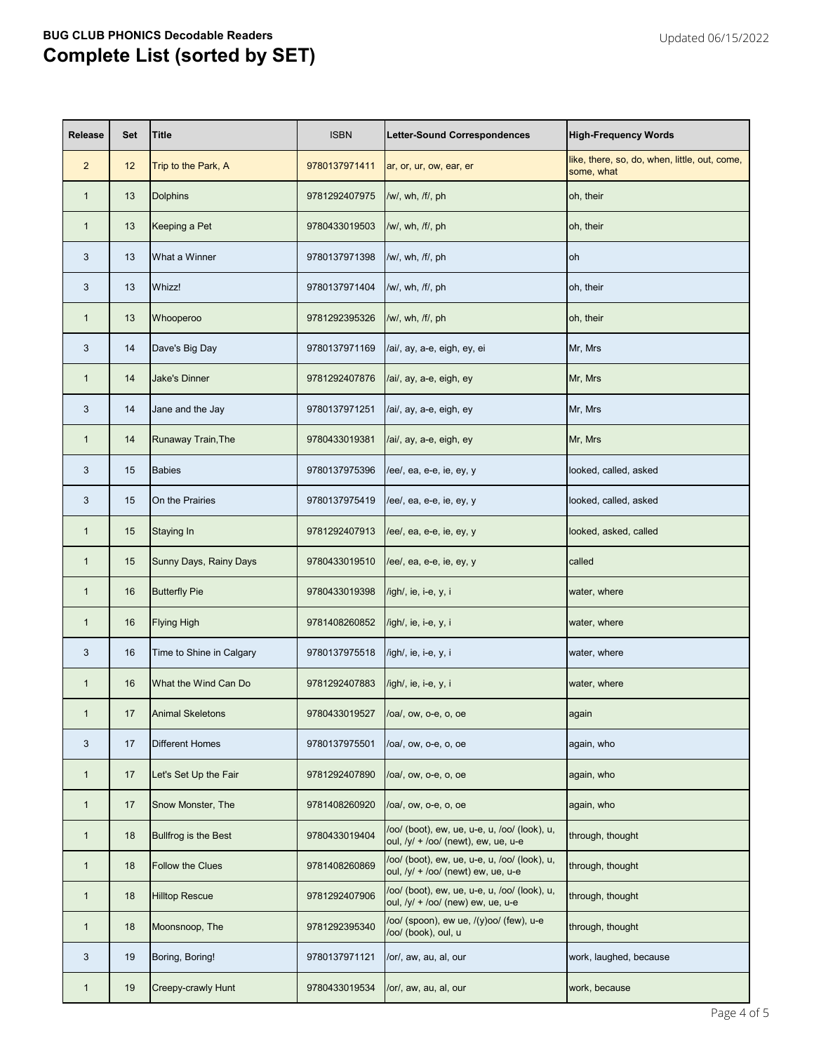**BUG CLUB PHONICS Decodable Readers**

# Complete List (sorted by SET)

Updated 06/15/2022

| Release | Set | Title | ISBN | Letter-Sound Correspondences | High-Frequency Words |
|---|---|---|---|---|---|
| 2 | 12 | Trip to the Park, A | 9780137971411 | ar, or, ur, ow, ear, er | like, there, so, do, when, little, out, come, some, what |
| 1 | 13 | Dolphins | 9781292407975 | /w/, wh, /f/, ph | oh, their |
| 1 | 13 | Keeping a Pet | 9780433019503 | /w/, wh, /f/, ph | oh, their |
| 3 | 13 | What a Winner | 9780137971398 | /w/, wh, /f/, ph | oh |
| 3 | 13 | Whizz! | 9780137971404 | /w/, wh, /f/, ph | oh, their |
| 1 | 13 | Whooperoo | 9781292395326 | /w/, wh, /f/, ph | oh, their |
| 3 | 14 | Dave's Big Day | 9780137971169 | /ai/, ay, a-e, eigh, ey, ei | Mr, Mrs |
| 1 | 14 | Jake's Dinner | 9781292407876 | /ai/, ay, a-e, eigh, ey | Mr, Mrs |
| 3 | 14 | Jane and the Jay | 9780137971251 | /ai/, ay, a-e, eigh, ey | Mr, Mrs |
| 1 | 14 | Runaway Train,The | 9780433019381 | /ai/, ay, a-e, eigh, ey | Mr, Mrs |
| 3 | 15 | Babies | 9780137975396 | /ee/, ea, e-e, ie, ey, y | looked, called, asked |
| 3 | 15 | On the Prairies | 9780137975419 | /ee/, ea, e-e, ie, ey, y | looked, called, asked |
| 1 | 15 | Staying In | 9781292407913 | /ee/, ea, e-e, ie, ey, y | looked, asked, called |
| 1 | 15 | Sunny Days, Rainy Days | 9780433019510 | /ee/, ea, e-e, ie, ey, y | called |
| 1 | 16 | Butterfly Pie | 9780433019398 | /igh/, ie, i-e, y, i | water, where |
| 1 | 16 | Flying High | 9781408260852 | /igh/, ie, i-e, y, i | water, where |
| 3 | 16 | Time to Shine in Calgary | 9780137975518 | /igh/, ie, i-e, y, i | water, where |
| 1 | 16 | What the Wind Can Do | 9781292407883 | /igh/, ie, i-e, y, i | water, where |
| 1 | 17 | Animal Skeletons | 9780433019527 | /oa/, ow, o-e, o, oe | again |
| 3 | 17 | Different Homes | 9780137975501 | /oa/, ow, o-e, o, oe | again, who |
| 1 | 17 | Let's Set Up the Fair | 9781292407890 | /oa/, ow, o-e, o, oe | again, who |
| 1 | 17 | Snow Monster, The | 9781408260920 | /oa/, ow, o-e, o, oe | again, who |
| 1 | 18 | Bullfrog is the Best | 9780433019404 | /oo/ (boot), ew, ue, u-e, u, /oo/ (look), u, oul, /y/ + /oo/ (newt), ew, ue, u-e | through, thought |
| 1 | 18 | Follow the Clues | 9781408260869 | /oo/ (boot), ew, ue, u-e, u, /oo/ (look), u, oul, /y/ + /oo/ (newt) ew, ue, u-e | through, thought |
| 1 | 18 | Hilltop Rescue | 9781292407906 | /oo/ (boot), ew, ue, u-e, u, /oo/ (look), u, oul, /y/ + /oo/ (new) ew, ue, u-e | through, thought |
| 1 | 18 | Moonsnoop, The | 9781292395340 | /oo/ (spoon), ew ue, /(y)oo/ (few), u-e /oo/ (book), oul, u | through, thought |
| 3 | 19 | Boring, Boring! | 9780137971121 | /or/, aw, au, al, our | work, laughed, because |
| 1 | 19 | Creepy-crawly Hunt | 9780433019534 | /or/, aw, au, al, our | work, because |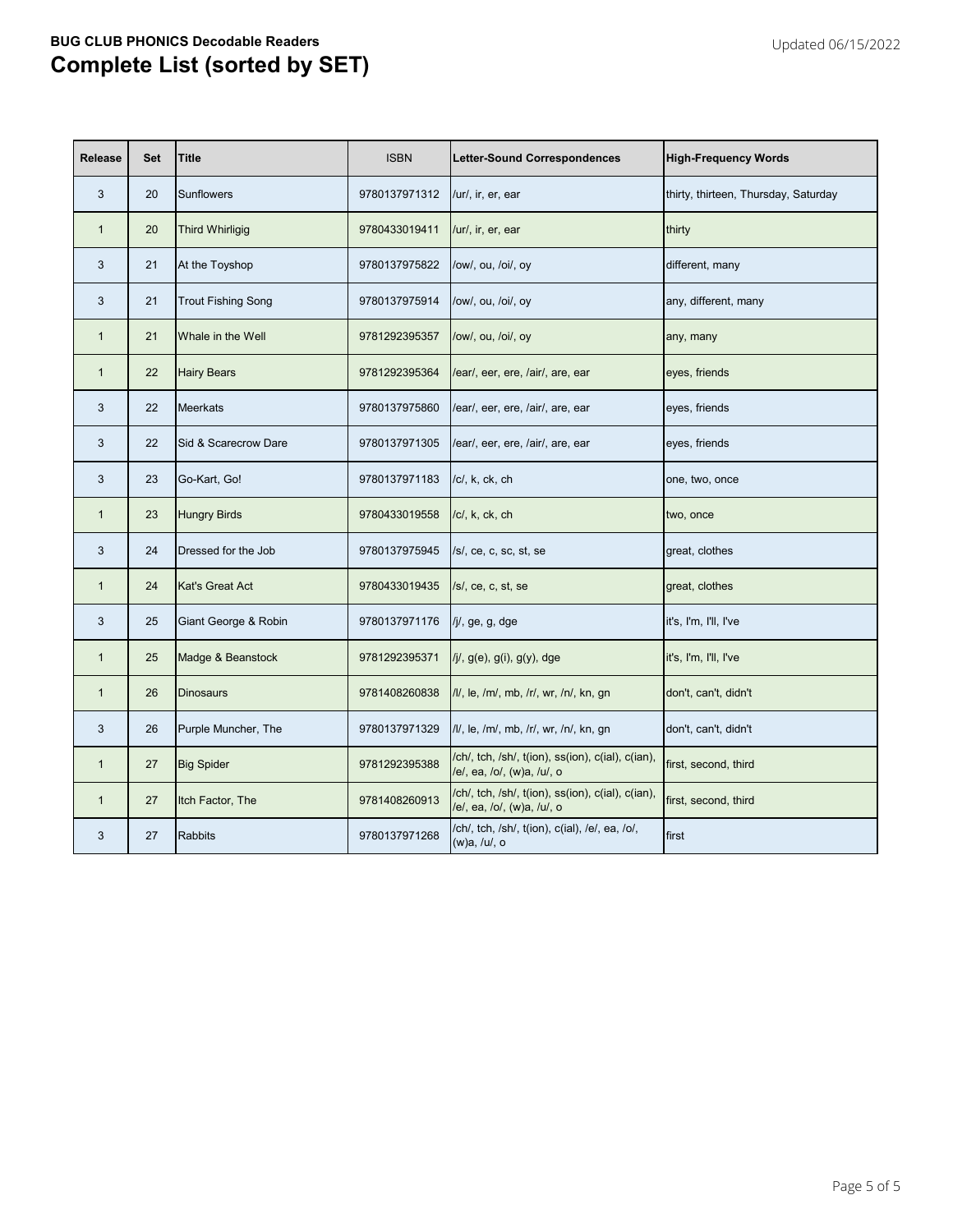**BUG CLUB PHONICS Decodable Readers**

# Complete List (sorted by SET)

Updated 06/15/2022

| Release | Set | Title | ISBN | Letter-Sound Correspondences | High-Frequency Words |
|---|---|---|---|---|---|
| 3 | 20 | Sunflowers | 9780137971312 | /ur/, ir, er, ear | thirty, thirteen, Thursday, Saturday |
| 1 | 20 | Third Whirligig | 9780433019411 | /ur/, ir, er, ear | thirty |
| 3 | 21 | At the Toyshop | 9780137975822 | /ow/, ou, /oi/, oy | different, many |
| 3 | 21 | Trout Fishing Song | 9780137975914 | /ow/, ou, /oi/, oy | any, different, many |
| 1 | 21 | Whale in the Well | 9781292395357 | /ow/, ou, /oi/, oy | any, many |
| 1 | 22 | Hairy Bears | 9781292395364 | /ear/, eer, ere, /air/, are, ear | eyes, friends |
| 3 | 22 | Meerkats | 9780137975860 | /ear/, eer, ere, /air/, are, ear | eyes, friends |
| 3 | 22 | Sid & Scarecrow Dare | 9780137971305 | /ear/, eer, ere, /air/, are, ear | eyes, friends |
| 3 | 23 | Go-Kart, Go! | 9780137971183 | /c/, k, ck, ch | one, two, once |
| 1 | 23 | Hungry Birds | 9780433019558 | /c/, k, ck, ch | two, once |
| 3 | 24 | Dressed for the Job | 9780137975945 | /s/, ce, c, sc, st, se | great, clothes |
| 1 | 24 | Kat's Great Act | 9780433019435 | /s/, ce, c, st, se | great, clothes |
| 3 | 25 | Giant George & Robin | 9780137971176 | /j/, ge, g, dge | it's, I'm, I'll, I've |
| 1 | 25 | Madge & Beanstock | 9781292395371 | /j/, g(e), g(i), g(y), dge | it's, I'm, I'll, I've |
| 1 | 26 | Dinosaurs | 9781408260838 | /l/, le, /m/, mb, /r/, wr, /n/, kn, gn | don't, can't, didn't |
| 3 | 26 | Purple Muncher, The | 9780137971329 | /l/, le, /m/, mb, /r/, wr, /n/, kn, gn | don't, can't, didn't |
| 1 | 27 | Big Spider | 9781292395388 | /ch/, tch, /sh/, t(ion), ss(ion), c(ial), c(ian), /e/, ea, /o/, (w)a, /u/, o | first, second, third |
| 1 | 27 | Itch Factor, The | 9781408260913 | /ch/, tch, /sh/, t(ion), ss(ion), c(ial), c(ian), /e/, ea, /o/, (w)a, /u/, o | first, second, third |
| 3 | 27 | Rabbits | 9780137971268 | /ch/, tch, /sh/, t(ion), c(ial), /e/, ea, /o/, (w)a, /u/, o | first |